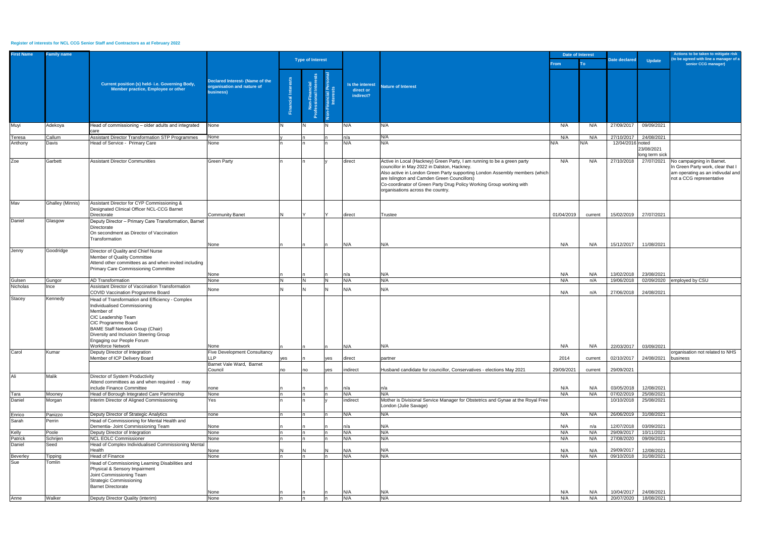# Register of interests for NCL CCG Senior Staff and Contractors as at February 2022

| First Name | Family name | Current position (s) held- i.e. Governing Body, Member practice, Employee or other | Declared Interest- (Name of the organisation and nature of business) | Type of Interest | | | Is the interest direct or indirect? | Nature of Interest | Date of Interest | | Date declared | Update | Actions to be taken to mitigate risk (to be agreed with line a manager of a senior CCG manager) |
|---|---|---|---|---|---|---|---|---|---|---|---|---|---|
| | | | | Financial Interests | Non-Financial Professional Interests | Non-Financial Personal Interests | | | From | To | | | |
| Muyi | Adekoya | Head of commissioning – older adults and integrated care | None | N | N | N | N/A | N/A | N/A | N/A | 27/09/2017 | 09/09/2021 | |
| Teresa | Callum | Assistant Director Transformation STP Programmes | None | y | n | n | n/a | N/A | N/A | N/A | 27/10/2017 | 24/08/2021 | |
| Anthony | Davis | Head of Service - Primary Care | None | n | n | n | N/A | N/A | N/A | N/A | 12/04/2016 | noted 23/08/2021 long term sick | |
| Zoe | Garbett | Assistant Director Communities | Green Party | n | n | y | direct | Active in Local (Hackney) Green Party, I am running to be a green party councillor in May 2022 in Dalston, Hackney. Also active in London Green Party supporting London Assembly members (which are Islington and Camden Green Councillors) Co-coordinator of Green Party Drug Policy Working Group working with organisations across the country. | N/A | N/A | 27/10/2018 | 27/07/2021 | No campaigning in Barnet. In Green Party work, clear that I am operating as an indivudal and not a CCG representative |
| Mav | Ghalley (Minnis) | Assistant Director for CYP Commissioning & Designated Clinical Officer NCL-CCG Barnet Directorate | Community Banet | N | Y | Y | direct | Trustee | 01/04/2019 | current | 15/02/2019 | 27/07/2021 | |
| Daniel | Glasgow | Deputy Director – Primary Care Transformation, Barnet Directorate On secondment as Director of Vaccination Transformation | None | n | n | n | N/A | N/A | N/A | N/A | 15/12/2017 | 11/08/2021 | |
| Jenny | Goodridge | Director of Quality and Chief Nurse Member of Quality Committee Attend other committees as and when invited including Primary Care Commissioning Committee | None | n | n | n | n/a | N/A | N/A | N/A | 13/02/2018 | 23/08/2021 | |
| Gulsen | Gungor | AD Transformation | None | N | N | N | N/A | N/A | N/A | n/a | 19/06/2018 | 02/09/2020 | employed by CSU |
| Nicholas | Ince | Assistant Director of Vaccination Transformation COVID Vaccination Programme Board | None | N | N | N | N/A | N/A | N/A | n/a | 27/06/2018 | 24/08/2021 | |
| Stacey | Kennedy | Head of Transformation and Efficiency - Complex Individualised Commissioning Member of CIC Leadership Team CIC Programme Board BAME Staff Network Group (Chair) Diversity and Inclusion Steering Group Engaging our People Forum Workforce Network | None | n | n | n | N/A | N/A | N/A | N/A | 22/03/2017 | 03/09/2021 | |
| Carol | Kumar | Deputy Director of Integration Member of ICP Delivery Board | Five Development Consultancy LLP | yes | n | yes | direct | partner | 2014 | current | 02/10/2017 | 24/08/2021 | organisation not related to NHS business |
| | | | Barnet Vale Ward, Barnet Council | no | no | yes | indirect | Husband candidate for councillor, Conservatives - elections May 2021 | 29/09/2021 | current | 29/09/2021 | | |
| Ali | Malik | Director of System Productivity Attend committees as and when required - may include Finance Committee | none | n | n | n | n/a | n/a | N/A | N/A | 03/05/2018 | 12/08/2021 | |
| Tara | Mooney | Head of Borough Integrated Care Partnership | None | n | n | n | N/A | N/A | N/A | N/A | 07/02/2019 | 25/08/2021 | |
| Daniel | Morgan | Interim Director of Aligned Commissioning | Yes | n | n | y | indirect | Mother is Divisional Service Manager for Obstetrics and Gynae at the Royal Free London (Julie Savage) | | | 10/10/2018 | 25/08/2021 | |
| Enrico | Panizzo | Deputy Director of Strategic Analytics | none | n | n | n | N/A | N/A | N/A | N/A | 26/06/2019 | 31/08/2021 | |
| Sarah | Perrin | Head of Commissioning for Mental Health and Dementia- Joint Commissioning Team | None | n | n | n | n/a | N/A | N/A | n/a | 12/07/2018 | 03/09/2021 | |
| Kelly | Poole | Deputy Director of Integration | None | n | n | n | N/A | N/A | N/A | N/A | 29/09/2017 | 10/11/2021 | |
| Patrick | Schrijen | NCL EOLC Commissioner | None | n | n | n | N/A | N/A | N/A | N/A | 27/08/2020 | 09/09/2021 | |
| Daniel | Seed | Head of Complex Individualised Commissioning Mental Health | None | N | N | N | N/A | N/A | N/A | N/A | 29/09/2017 | 12/08/2021 | |
| Beverley | Tipping | Head of Finance | None | n | n | n | N/A | N/A | N/A | N/A | 09/10/2018 | 31/08/2021 | |
| Sue | Tomlin | Head of Commissioning Learning Disabilities and Physical & Sensory Impairment Joint Commissioning Team Strategic Commissioning Barnet Directorate | None | n | n | n | N/A | N/A | N/A | N/A | 10/04/2017 | 24/08/2021 | |
| Anne | Walker | Deputy Director Quality (interim) | None | n | n | n | N/A | N/A | N/A | N/A | 20/07/2020 | 18/08/2021 | |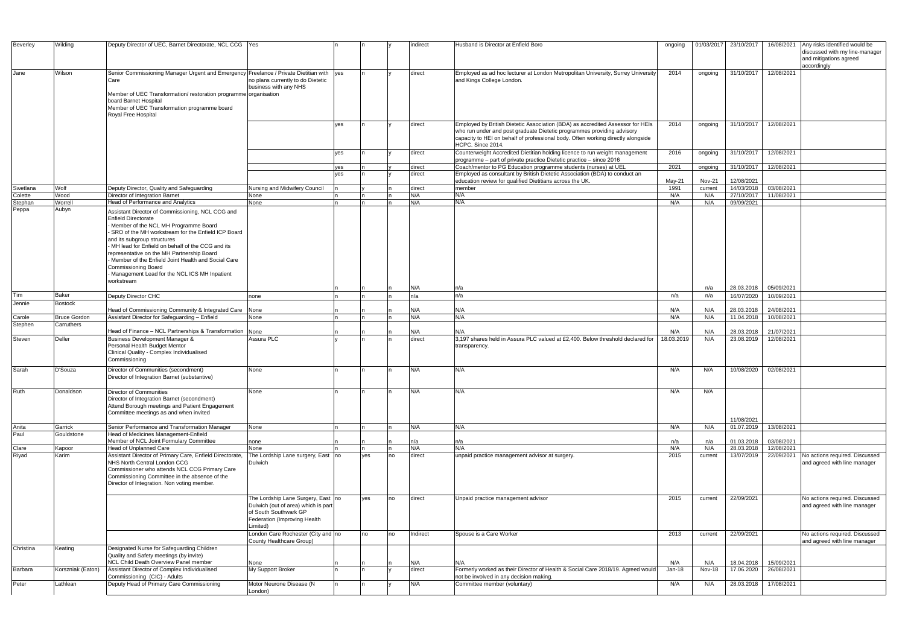| Beverley | Wilding | Deputy Director of UEC, Barnet Directorate, NCL CCG | Yes | n | n | y | indirect | Husband is Director at Enfield Boro | ongoing | 01/03/2017 | 23/10/2017 | 16/08/2021 | Any risks identified would be discussed with my line-manager and mitigations agreed accordingly |
|---|---|---|---|---|---|---|---|---|---|---|---|---|---|
| Jane | Wilson | Senior Commissioning Manager Urgent and Emergency Care<br><br>Member of UEC Transformation/ restoration programme board Barnet Hospital<br>Member of UEC Transformation programme board Royal Free Hospital | Freelance / Private Dietitian with no plans currently to do Dietetic business with any NHS organisation | yes | n | y | direct | Employed as ad hoc lecturer at London Metropolitan University, Surrey University and Kings College London. | 2014 | ongoing | 31/10/2017 | 12/08/2021 | |
| | | | | yes | n | y | direct | Employed by British Dietetic Association (BDA) as accredited Assessor for HEIs who run under and post graduate Dietetic programmes providing advisory capacity to HEI on behalf of professional body. Often working directly alongside HCPC. Since 2014. | 2014 | ongoing | 31/10/2017 | 12/08/2021 | |
| | | | | yes | n | y | direct | Counterweight Accredited Dietitian holding licence to run weight management programme – part of private practice Dietetic practice – since 2016 | 2016 | ongoing | 31/10/2017 | 12/08/2021 | |
| | | | | yes | n | y | direct | Coach/mentor to PG Education programme students (nurses) at UEL | 2021 | ongoing | 31/10/2017 | 12/08/2021 | |
| | | | | yes | n | y | direct | Employed as consultant by British Dietetic Association (BDA) to conduct an education review for qualified Dietitians across the UK. | May-21 | Nov-21 | 12/08/2021 | | |
| Swetlana | Wolf | Deputy Director, Quality and Safeguarding | Nursing and Midwifery Council | n | y | n | direct | member | 1991 | current | 14/03/2018 | 03/08/2021 | |
| Colette | Wood | Director of Integration Barnet | None | n | n | n | N/A | N/A | N/A | N/A | 27/10/2017 | 11/08/2021 | |
| Stephan | Worrell | Head of Performance and Analytics | None | n | n | n | N/A | N/A | N/A | N/A | 09/09/2021 | | |
| Peppa | Aubyn | Assistant Director of Commissioning, NCL CCG and Enfield Directorate<br>- Member of the NCL MH Programme Board<br>- SRO of the MH workstream for the Enfield ICP Board and its subgroup structures<br>- MH lead for Enfield on behalf of the CCG and its representative on the MH Partnership Board<br>- Member of the Enfield Joint Health and Social Care Commissioning Board<br>- Management Lead for the NCL ICS MH Inpatient workstream | | n | n | n | N/A | n/a | | n/a | 28.03.2018 | 05/09/2021 | |
| Tim | Baker | Deputy Director CHC | none | n | n | n | n/a | n/a | n/a | n/a | 16/07/2020 | 10/09/2021 | |
| Jennie | Bostock | Head of Commissioning Community & Integrated Care | None | n | n | n | N/A | N/A | N/A | N/A | 28.03.2018 | 24/08/2021 | |
| Carole | Bruce Gordon | Assistant Director for Safeguarding – Enfield | None | n | n | n | N/A | N/A | N/A | N/A | 11.04.2018 | 10/08/2021 | |
| Stephen | Carruthers | Head of Finance – NCL Partnerships & Transformation | None | n | n | n | N/A | N/A | N/A | N/A | 28.03.2018 | 21/07/2021 | |
| Steven | Deller | Business Development Manager &<br>Personal Health Budget Mentor<br>Clinical Quality - Complex Individualised Commissioning | Assura PLC | y | n | n | direct | 3,197 shares held in Assura PLC valued at £2,400. Below threshold declared for transparency. | 18.03.2019 | N/A | 23.08.2019 | 12/08/2021 | |
| Sarah | D'Souza | Director of Communities (secondment)<br>Director of Integration Barnet (substantive) | None | n | n | n | N/A | N/A | N/A | N/A | 10/08/2020 | 02/08/2021 | |
| Ruth | Donaldson | Director of Communities<br>Director of Integration Barnet (secondment)<br>Attend Borough meetings and Patient Engagement Committee meetings as and when invited | None | n | n | n | N/A | N/A | N/A | N/A | 11/08/2021 | | |
| Anita | Garrick | Senior Performance and Transformation Manager | None | n | n | n | N/A | N/A | N/A | N/A | 01.07.2019 | 13/08/2021 | |
| Paul | Gouldstone | Head of Medicines Management-Enfield<br>Member of NCL Joint Formulary Committee | none | n | n | n | n/a | n/a | n/a | n/a | 01.03.2018 | 03/08/2021 | |
| Clare | Kapoor | Head of Unplanned Care | None | n | n | n | N/A | N/A | N/A | N/A | 28.03.2018 | 12/08/2021 | |
| Riyad | Karim | Assistant Director of Primary Care, Enfield Directorate, NHS North Central London CCG<br>Commissioner who attends NCL CCG Primary Care Commissioning Committee in the absence of the Director of Integration. Non voting member. | The Lordship Lane surgery, East Dulwich | no | yes | no | direct | unpaid practice management advisor at surgery. | 2015 | current | 13/07/2019 | 22/09/2021 | No actions required. Discussed and agreed with line manager |
| | | | The Lordship Lane Surgery, East Dulwich (out of area) which is part of South Southwark GP Federation (Improving Health Limited) | no | yes | no | direct | Unpaid practice management advisor | 2015 | current | 22/09/2021 | | No actions required. Discussed and agreed with line manager |
| | | | London Care Rochester (City and County Healthcare Group) | no | no | no | Indirect | Spouse is a Care Worker | 2013 | current | 22/09/2021 | | No actions required. Discussed and agreed with line manager |
| Christina | Keating | Designated Nurse for Safeguarding Children<br>Quality and Safety meetings (by invite)<br>NCL Child Death Overview Panel member | None | n | n | n | N/A | N/A | N/A | N/A | 18.04.2018 | 15/09/2021 | |
| Barbara | Korszniak (Eaton) | Assistant Director of Complex Individualised Commissioning (CIC) - Adults | My Support Broker | n | n | y | direct | Formerly worked as their Director of Health & Social Care 2018/19. Agreed would not be involved in any decision making. | Jan-18 | Nov-18 | 17.06.2020 | 26/08/2021 | |
| Peter | Lathlean | Deputy Head of Primary Care Commissioning | Motor Neurone Disease (N London) | n | n | y | N/A | Committee member (voluntary) | N/A | N/A | 28.03.2018 | 17/08/2021 | |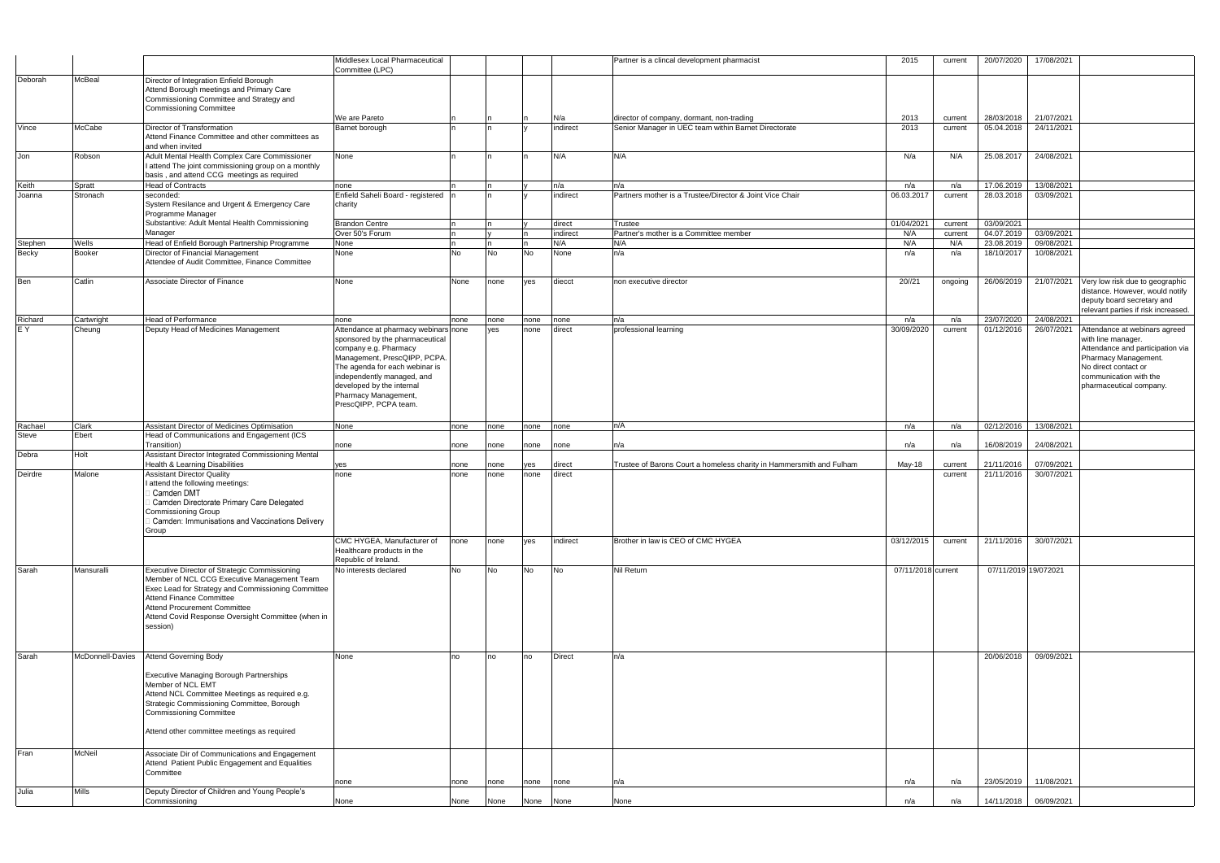| | | | | | | | | | | | | | |
|---|---|---|---|---|---|---|---|---|---|---|---|---|---|
| | | | Middlesex Local Pharmaceutical Committee (LPC) | | | | | Partner is a clincal development pharmacist | 2015 | current | 20/07/2020 | 17/08/2021 | |
| Deborah | McBeal | Director of Integration Enfield Borough Attend Borough meetings and Primary Care Commissioning Committee and Strategy and Commissioning Committee | We are Pareto | n | n | n | N/a | director of company, dormant, non-trading | 2013 | current | 28/03/2018 | 21/07/2021 | |
| Vince | McCabe | Director of Transformation Attend Finance Committee and other committees as and when invited | Barnet borough | n | n | y | indirect | Senior Manager in UEC team within Barnet Directorate | 2013 | current | 05.04.2018 | 24/11/2021 | |
| Jon | Robson | Adult Mental Health Complex Care Commissioner I attend The joint commissioning group on a monthly basis , and attend CCG meetings as required | None | n | n | n | N/A | N/A | N/a | N/A | 25.08.2017 | 24/08/2021 | |
| Keith | Spratt | Head of Contracts | none | n | n | y | n/a | n/a | n/a | n/a | 17.06.2019 | 13/08/2021 | |
| Joanna | Stronach | seconded: System Resilance and Urgent & Emergency Care Programme Manager | Enfield Saheli Board - registered charity | n | n | y | indirect | Partners mother is a Trustee/Director & Joint Vice Chair | 06.03.2017 | current | 28.03.2018 | 03/09/2021 | |
| | | Substantive: Adult Mental Health Commissioning Manager | Brandon Centre | n | n | y | direct | Trustee | 01/04/2021 | current | 03/09/2021 | | |
| | | | Over 50's Forum | n | y | n | indirect | Partner's mother is a Committee member | N/A | current | 04.07.2019 | 03/09/2021 | |
| Stephen | Wells | Head of Enfield Borough Partnership Programme | None | n | n | n | N/A | N/A | N/A | N/A | 23.08.2019 | 09/08/2021 | |
| Becky | Booker | Director of Financial Management Attendee of Audit Committee, Finance Committee | None | No | No | No | None | n/a | n/a | n/a | 18/10/2017 | 10/08/2021 | |
| Ben | Catlin | Associate Director of Finance | None | None | none | yes | diecct | non executive director | 20//21 | ongoing | 26/06/2019 | 21/07/2021 | Very low risk due to geographic distance. However, would notify deputy board secretary and relevant parties if risk increased. |
| Richard | Cartwright | Head of Performance | none | none | none | none | none | n/a | n/a | n/a | 23/07/2020 | 24/08/2021 | |
| E Y | Cheung | Deputy Head of Medicines Management | Attendance at pharmacy webinars sponsored by the pharmaceutical company e.g. Pharmacy Management, PrescQIPP, PCPA. The agenda for each webinar is independently managed, and developed by the internal Pharmacy Management, PrescQIPP, PCPA team. | none | yes | none | direct | professional learning | 30/09/2020 | current | 01/12/2016 | 26/07/2021 | Attendance at webinars agreed with line manager. Attendance and participation via Pharmacy Management. No direct contact or communication with the pharmaceutical company. |
| Rachael | Clark | Assistant Director of Medicines Optimisation | None | none | none | none | none | n/A | n/a | n/a | 02/12/2016 | 13/08/2021 | |
| Steve | Ebert | Head of Communications and Engagement (ICS Transition) | none | none | none | none | none | n/a | n/a | n/a | 16/08/2019 | 24/08/2021 | |
| Debra | Holt | Assistant Director Integrated Commissioning Mental Health & Learning Disabilities | yes | none | none | yes | direct | Trustee of Barons Court a homeless charity in Hammersmith and Fulham | May-18 | current | 21/11/2016 | 07/09/2021 | |
| Deirdre | Malone | Assistant Director Quality I attend the following meetings: Camden DMT Camden Directorate Primary Care Delegated Commissioning Group Camden: Immunisations and Vaccinations Delivery Group | none | none | none | none | direct | | | current | 21/11/2016 | 30/07/2021 | |
| | | | CMC HYGEA, Manufacturer of Healthcare products in the Republic of Ireland. | none | none | yes | indirect | Brother in law is CEO of CMC HYGEA | 03/12/2015 | current | 21/11/2016 | 30/07/2021 | |
| Sarah | Mansuralli | Executive Director of Strategic Commissioning Member of NCL CCG Executive Management Team Exec Lead for Strategy and Commissioning Committee Attend Finance Committee Attend Procurement Committee Attend Covid Response Oversight Committee (when in session) | No interests declared | No | No | No | No | Nil Return | 07/11/2018 | current | 07/11/2019 | 19072021 | |
| Sarah | McDonnell-Davies | Attend Governing Body Executive Managing Borough Partnerships Member of NCL EMT Attend NCL Committee Meetings as required e.g. Strategic Commissioning Committee, Borough Commissioning Committee Attend other committee meetings as required | None | no | no | no | Direct | n/a | | | 20/06/2018 | 09/09/2021 | |
| Fran | McNeil | Associate Dir of Communications and Engagement Attend Patient Public Engagement and Equalities Committee | none | none | none | none | none | n/a | n/a | n/a | 23/05/2019 | 11/08/2021 | |
| Julia | Mills | Deputy Director of Children and Young People's Commissioning | None | None | None | None | None | None | n/a | n/a | 14/11/2018 | 06/09/2021 | |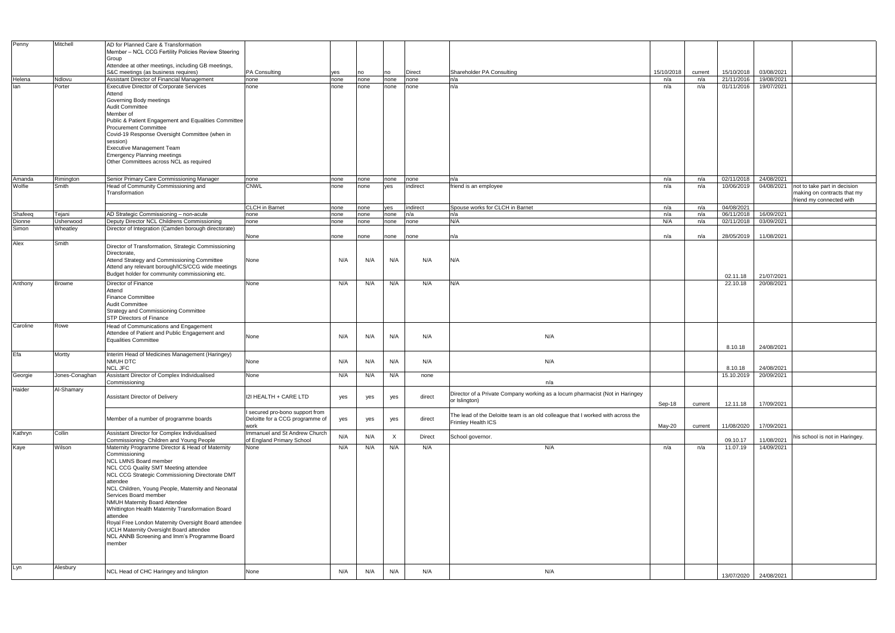| | | | | | | | | | | | | | |
|---|---|---|---|---|---|---|---|---|---|---|---|---|---|
| Penny | Mitchell | AD for Planned Care & Transformation<br>Member – NCL CCG Fertility Policies Review Steering Group<br>Attendee at other meetings, including GB meetings, S&C meetings (as business requires) | PA Consulting | yes | no | no | Direct | Shareholder PA Consulting | 15/10/2018 | current | 15/10/2018 | 03/08/2021 | |
| Helena | Ndlovu | Assistant Director of Financial Management | none | none | none | none | none | n/a | n/a | n/a | 21/11/2016 | 19/08/2021 | |
| Ian | Porter | Executive Director of Corporate Services<br>Attend<br>Governing Body meetings<br>Audit Committee<br>Member of<br>Public & Patient Engagement and Equalities Committee<br>Procurement Committee<br>Covid-19 Response Oversight Committee (when in session)<br>Executive Management Team<br>Emergency Planning meetings<br>Other Committees across NCL as required | none | none | none | none | none | n/a | n/a | n/a | 01/11/2016 | 19/07/2021 | |
| Amanda | Rimington | Senior Primary Care Commissioning Manager | none | none | none | none | none | n/a | n/a | n/a | 02/11/2018 | 24/08/2021 | |
| Wolfie | Smith | Head of Community Commissioning and Transformation | CNWL | none | none | yes | indirect | friend is an employee | n/a | n/a | 10/06/2019 | 04/08/2021 | not to take part in decision making on contracts that my friend my connected with |
| | | | CLCH in Barnet | none | none | yes | indirect | Spouse works for CLCH in Barnet | n/a | n/a | 04/08/2021 | | |
| Shafeeq | Tejani | AD Strategic Commissioning – non-acute | none | none | none | none | n/a | n/a | n/a | n/a | 06/11/2018 | 16/09/2021 | |
| Dionne | Usherwood | Deputy Director NCL Childrens Commissioning | none | none | none | none | none | N/A | N/A | N/A | 02/11/2018 | 03/09/2021 | |
| Simon | Wheatley | Director of Integration (Camden borough directorate) | None | none | none | none | none | n/a | n/a | n/a | 28/05/2019 | 11/08/2021 | |
| Alex | Smith | Director of Transformation, Strategic Commissioning Directorate,<br>Attend Strategy and Commissioning Committee<br>Attend any relevant borough/ICS/CCG wide meetings<br>Budget holder for community commissioning etc. | None | N/A | N/A | N/A | N/A | N/A | | | 02.11.18 | 21/07/2021 | |
| Anthony | Browne | Director of Finance<br>Attend<br>Finance Committee<br>Audit Committee<br>Strategy and Commissioning Committee<br>STP Directors of Finance | None | N/A | N/A | N/A | N/A | N/A | | | 22.10.18 | 20/08/2021 | |
| Caroline | Rowe | Head of Communications and Engagement<br>Attendee of Patient and Public Engagement and Equalities Committee | None | N/A | N/A | N/A | N/A | N/A | | | 8.10.18 | 24/08/2021 | |
| Efa | Mortty | Interim Head of Medicines Management (Haringey)<br>NMUH DTC<br>NCL JFC | None | N/A | N/A | N/A | N/A | N/A | | | 8.10.18 | 24/08/2021 | |
| Georgie | Jones-Conaghan | Assistant Director of Complex Individualised Commissioning | None | N/A | N/A | N/A | none | n/a | | | 15.10.2019 | 20/09/2021 | |
| Haider | Al-Shamary | Assistant Director of Delivery | I2I HEALTH + CARE LTD | yes | yes | yes | direct | Director of a Private Company working as a locum pharmacist (Not in Haringey or Islington) | Sep-18 | current | 12.11.18 | 17/09/2021 | |
| | | Member of a number of programme boards | I secured pro-bono support from Deloitte for a CCG programme of work | yes | yes | yes | direct | The lead of the Deloitte team is an old colleague that I worked with across the Frimley Health ICS | May-20 | current | 11/08/2020 | 17/09/2021 | |
| Kathryn | Collin | Assistant Director for Complex Individualised Commissioning- Children and Young People | Immanuel and St Andrew Church of England Primary School | N/A | N/A | X | Direct | School governor. | | | 09.10.17 | 11/08/2021 | his school is not in Haringey. |
| Kaye | Wilson | Maternity Programme Director & Head of Maternity Commissioning<br>NCL LMNS Board member<br>NCL CCG Quality SMT Meeting attendee<br>NCL CCG Strategic Commissioning Directorate DMT attendee<br>NCL Children, Young People, Maternity and Neonatal Services Board member<br>NMUH Maternity Board Attendee<br>Whittington Health Maternity Transformation Board attendee<br>Royal Free London Maternity Oversight Board attendee<br>UCLH Maternity Oversight Board attendee<br>NCL ANNB Screening and Imm's Programme Board member | None | N/A | N/A | N/A | N/A | N/A | n/a | n/a | 11.07.19 | 14/09/2021 | |
| Lyn | Alesbury | NCL Head of CHC Haringey and Islington | None | N/A | N/A | N/A | N/A | N/A | | | 13/07/2020 | 24/08/2021 | |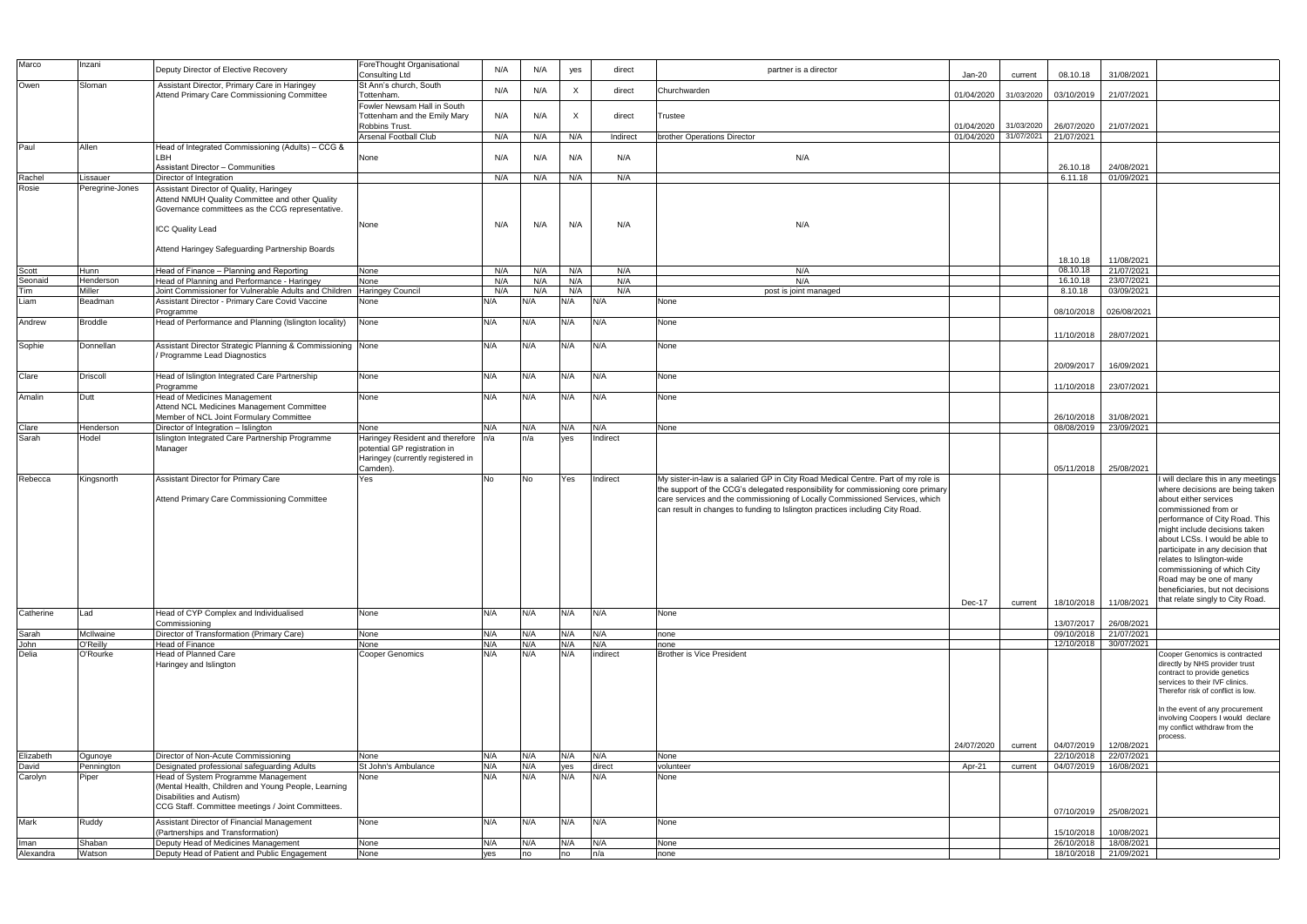| Marco | Inzani | Deputy Director of Elective Recovery | ForeThought Organisational Consulting Ltd | N/A | N/A | yes | direct | partner is a director | Jan-20 | current | 08.10.18 | 31/08/2021 | |
|---|---|---|---|---|---|---|---|---|---|---|---|---|---|
| Owen | Sloman | Assistant Director, Primary Care in Haringey<br>Attend Primary Care Commissioning Committee | St Ann's church, South Tottenham. | N/A | N/A | X | direct | Churchwarden | 01/04/2020 | 31/03/2020 | 03/10/2019 | 21/07/2021 | |
| | | | Fowler Newsam Hall in South Tottenham and the Emily Mary Robbins Trust. | N/A | N/A | X | direct | Trustee | 01/04/2020 | 31/03/2020 | 26/07/2020 | 21/07/2021 | |
| | | | Arsenal Football Club | N/A | N/A | N/A | Indirect | brother Operations Director | 01/04/2020 | 31/07/2021 | 21/07/2021 | | |
| Paul | Allen | Head of Integrated Commissioning (Adults) – CCG & LBH<br>Assistant Director – Communities | None | N/A | N/A | N/A | N/A | N/A | | | 26.10.18 | 24/08/2021 | |
| Rachel | Lissauer | Director of Integration | | N/A | N/A | N/A | N/A | | | | 6.11.18 | 01/09/2021 | |
| Rosie | Peregrine-Jones | Assistant Director of Quality, Haringey<br>Attend NMUH Quality Committee and other Quality Governance committees as the CCG representative.<br>ICC Quality Lead<br>Attend Haringey Safeguarding Partnership Boards | None | N/A | N/A | N/A | N/A | N/A | | | 18.10.18 | 11/08/2021 | |
| Scott | Hunn | Head of Finance – Planning and Reporting | None | N/A | N/A | N/A | N/A | N/A | | | 08.10.18 | 21/07/2021 | |
| Seonaid | Henderson | Head of Planning and Performance - Haringey | None | N/A | N/A | N/A | N/A | N/A | | | 16.10.18 | 23/07/2021 | |
| Tim | Miller | Joint Commissioner for Vulnerable Adults and Children | Haringey Council | N/A | N/A | N/A | N/A | post is joint managed | | | 8.10.18 | 03/09/2021 | |
| Liam | Beadman | Assistant Director - Primary Care Covid Vaccine Programme | None | N/A | N/A | N/A | N/A | None | | | 08/10/2018 | 026/08/2021 | |
| Andrew | Broddle | Head of Performance and Planning (Islington locality) | None | N/A | N/A | N/A | N/A | None | | | 11/10/2018 | 28/07/2021 | |
| Sophie | Donnellan | Assistant Director Strategic Planning & Commissioning / Programme Lead Diagnostics | None | N/A | N/A | N/A | N/A | None | | | 20/09/2017 | 16/09/2021 | |
| Clare | Driscoll | Head of Islington Integrated Care Partnership Programme | None | N/A | N/A | N/A | N/A | None | | | 11/10/2018 | 23/07/2021 | |
| Amalin | Dutt | Head of Medicines Management<br>Attend NCL Medicines Management Committee<br>Member of NCL Joint Formulary Committee | None | N/A | N/A | N/A | N/A | None | | | 26/10/2018 | 31/08/2021 | |
| Clare | Henderson | Director of Integration – Islington | None | N/A | N/A | N/A | N/A | None | | | 08/08/2019 | 23/09/2021 | |
| Sarah | Hodel | Islington Integrated Care Partnership Programme Manager | Haringey Resident and therefore potential GP registration in Haringey (currently registered in Camden). | n/a | n/a | yes | Indirect | | | | 05/11/2018 | 25/08/2021 | |
| Rebecca | Kingsnorth | Assistant Director for Primary Care<br>Attend Primary Care Commissioning Committee | Yes | No | No | Yes | Indirect | My sister-in-law is a salaried GP in City Road Medical Centre. Part of my role is the support of the CCG's delegated responsibility for commissioning core primary care services and the commissioning of Locally Commissioned Services, which can result in changes to funding to Islington practices including City Road. | Dec-17 | current | 18/10/2018 | 11/08/2021 | I will declare this in any meetings where decisions are being taken about either services commissioned from or performance of City Road. This might include decisions taken about LCSs. I would be able to participate in any decision that relates to Islington-wide commissioning of which City Road may be one of many beneficiaries, but not decisions that relate singly to City Road. |
| Catherine | Lad | Head of CYP Complex and Individualised Commissioning | None | N/A | N/A | N/A | N/A | None | | | 13/07/2017 | 26/08/2021 | |
| Sarah | McIlwaine | Director of Transformation (Primary Care) | None | N/A | N/A | N/A | N/A | none | | | 09/10/2018 | 21/07/2021 | |
| John | O'Reilly | Head of Finance | None | N/A | N/A | N/A | N/A | none | | | 12/10/2018 | 30/07/2021 | |
| Delia | O'Rourke | Head of Planned Care<br>Haringey and Islington | Cooper Genomics | N/A | N/A | N/A | indirect | Brother is Vice President | 24/07/2020 | current | 04/07/2019 | 12/08/2021 | Cooper Genomics is contracted directly by NHS provider trust contract to provide genetics services to their IVF clinics. Therefor risk of conflict is low.<br>In the event of any procurement involving Coopers I would declare my conflict withdraw from the process. |
| Elizabeth | Ogunoye | Director of Non-Acute Commissioning | None | N/A | N/A | N/A | N/A | None | | | 22/10/2018 | 22/07/2021 | |
| David | Pennington | Designated professional safeguarding Adults | St John's Ambulance | N/A | N/A | yes | direct | volunteer | Apr-21 | current | 04/07/2019 | 16/08/2021 | |
| Carolyn | Piper | Head of System Programme Management (Mental Health, Children and Young People, Learning Disabilities and Autism)<br>CCG Staff. Committee meetings / Joint Committees. | None | N/A | N/A | N/A | N/A | None | | | 07/10/2019 | 25/08/2021 | |
| Mark | Ruddy | Assistant Director of Financial Management (Partnerships and Transformation) | None | N/A | N/A | N/A | N/A | None | | | 15/10/2018 | 10/08/2021 | |
| Iman | Shaban | Deputy Head of Medicines Management | None | N/A | N/A | N/A | N/A | None | | | 26/10/2018 | 18/08/2021 | |
| Alexandra | Watson | Deputy Head of Patient and Public Engagement | None | yes | no | no | n/a | none | | | 18/10/2018 | 21/09/2021 | |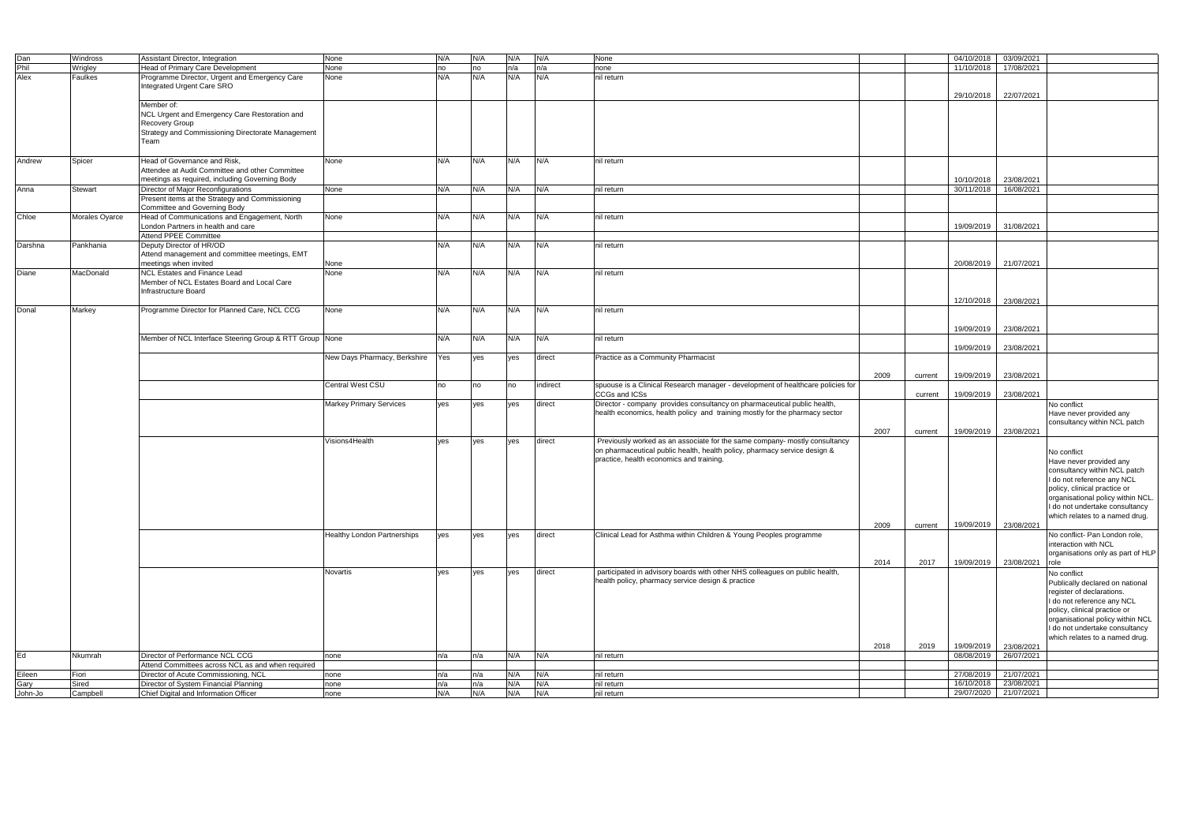| | | | | | | | | | | | | | |
|---|---|---|---|---|---|---|---|---|---|---|---|---|---|
| Dan | Windross | Assistant Director, Integration | None | N/A | N/A | N/A | N/A | None | | | 04/10/2018 | 03/09/2021 | |
| Phil | Wrigley | Head of Primary Care Development | None | no | no | n/a | n/a | none | | | 11/10/2018 | 17/08/2021 | |
| Alex | Faulkes | Programme Director, Urgent and Emergency Care Integrated Urgent Care SRO | None | N/A | N/A | N/A | N/A | nil return | | | 29/10/2018 | 22/07/2021 | |
| | | Member of: NCL Urgent and Emergency Care Restoration and Recovery Group Strategy and Commissioning Directorate Management Team | | | | | | | | | | | |
| Andrew | Spicer | Head of Governance and Risk, Attendee at Audit Committee and other Committee meetings as required, including Governing Body | None | N/A | N/A | N/A | N/A | nil return | | | 10/10/2018 | 23/08/2021 | |
| Anna | Stewart | Director of Major Reconfigurations | None | N/A | N/A | N/A | N/A | nil return | | | 30/11/2018 | 16/08/2021 | |
| | | Present items at the Strategy and Commissioning Committee and Governing Body | | | | | | | | | | | |
| Chloe | Morales Oyarce | Head of Communications and Engagement, North London Partners in health and care | None | N/A | N/A | N/A | N/A | nil return | | | 19/09/2019 | 31/08/2021 | |
| | | Attend PPEE Committee | | | | | | | | | | | |
| Darshna | Pankhania | Deputy Director of HR/OD Attend management and committee meetings, EMT meetings when invited | None | N/A | N/A | N/A | N/A | nil return | | | 20/08/2019 | 21/07/2021 | |
| Diane | MacDonald | NCL Estates and Finance Lead Member of NCL Estates Board and Local Care Infrastructure Board | None | N/A | N/A | N/A | N/A | nil return | | | 12/10/2018 | 23/08/2021 | |
| Donal | Markey | Programme Director for Planned Care, NCL CCG | None | N/A | N/A | N/A | N/A | nil return | | | 19/09/2019 | 23/08/2021 | |
| | | Member of NCL Interface Steering Group & RTT Group | None | N/A | N/A | N/A | N/A | nil return | | | 19/09/2019 | 23/08/2021 | |
| | | | New Days Pharmacy, Berkshire | Yes | yes | yes | direct | Practice as a Community Pharmacist | 2009 | current | 19/09/2019 | 23/08/2021 | |
| | | | Central West CSU | no | no | no | indirect | spuouse is a Clinical Research manager - development of healthcare policies for CCGs and ICSs | | current | 19/09/2019 | 23/08/2021 | |
| | | | Markey Primary Services | yes | yes | yes | direct | Director - company provides consultancy on pharmaceutical public health, health economics, health policy and training mostly for the pharmacy sector | 2007 | current | 19/09/2019 | 23/08/2021 | No conflict Have never provided any consultancy within NCL patch |
| | | | Visions4Health | yes | yes | yes | direct | Previously worked as an associate for the same company- mostly consultancy on pharmaceutical public health, health policy, pharmacy service design & practice, health economics and training. | 2009 | current | 19/09/2019 | 23/08/2021 | No conflict Have never provided any consultancy within NCL patch I do not reference any NCL policy, clinical practice or organisational policy within NCL. I do not undertake consultancy which relates to a named drug. |
| | | | Healthy London Partnerships | yes | yes | yes | direct | Clinical Lead for Asthma within Children & Young Peoples programme | 2014 | 2017 | 19/09/2019 | 23/08/2021 | No conflict- Pan London role, interaction with NCL organisations only as part of HLP role |
| | | | Novartis | yes | yes | yes | direct | participated in advisory boards with other NHS colleagues on public health, health policy, pharmacy service design & practice | 2018 | 2019 | 19/09/2019 | 23/08/2021 | No conflict Publically declared on national register of declarations. I do not reference any NCL policy, clinical practice or organisational policy within NCL I do not undertake consultancy which relates to a named drug. |
| Ed | Nkumrah | Director of Performance NCL CCG | none | n/a | n/a | N/A | N/A | nil return | | | 08/08/2019 | 26/07/2021 | |
| | | Attend Committees across NCL as and when required | | | | | | | | | | | |
| Eileen | Fiori | Director of Acute Commissioning, NCL | none | n/a | n/a | N/A | N/A | nil return | | | 27/08/2019 | 21/07/2021 | |
| Gary | Sired | Director of System Financial Planning | none | n/a | n/a | N/A | N/A | nil return | | | 16/10/2018 | 23/08/2021 | |
| John-Jo | Campbell | Chief Digital and Information Officer | none | N/A | N/A | N/A | N/A | nil return | | | 29/07/2020 | 21/07/2021 | |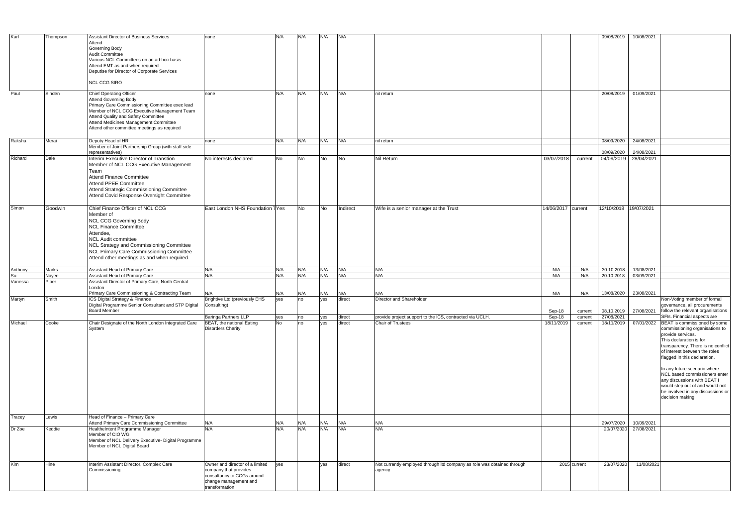| | | | | | | | | | | | | | |
|---|---|---|---|---|---|---|---|---|---|---|---|---|---|
| Karl | Thompson | Assistant Director of Business Services<br>Attend<br>Governing Body<br>Audit Committee<br>Various NCL Committees on an ad-hoc basis.<br>Attend EMT as and when required<br>Deputise for Director of Corporate Services<br><br>NCL CCG SIRO | none | N/A | N/A | N/A | N/A | | | | 09/08/2019 | 10/08/2021 | |
| Paul | Sinden | Chief Operating Officer<br>Attend Governing Body<br>Primary Care Commissioning Committee exec lead<br>Member of NCL CCG Executive Management Team<br>Attend Quality and Safety Committee<br>Attend Medicines Management Committee<br>Attend other committee meetings as required | none | N/A | N/A | N/A | N/A | nil return | | | 20/08/2019 | 01/09/2021 | |
| Raksha | Merai | Deputy Head of HR | none | N/A | N/A | N/A | N/A | nil return | | | 08/09/2020 | 24/08/2021 | |
| | | Member of Joint Partnership Group (with staff side representatives) | | | | | | | | | 08/09/2020 | 24/08/2021 | |
| Richard | Dale | Interim Executive Director of Transtion<br>Member of NCL CCG Executive Management Team<br>Attend Finance Committee<br>Attend PPEE Committee<br>Attend Strategic Commissioning Committee<br>Attend Covid Response Oversight Committee | No interests declared | No | No | No | No | Nil Return | 03/07/2018 | current | 04/09/2019 | 28/04/2021 | |
| Simon | Goodwin | Chief Finance Officer of NCL CCG<br>Member of<br>NCL CCG Governing Body<br>NCL Finance Committee<br>Attendee,<br>NCL Audit committee<br>NCL Strategy and Commissioning Committee<br>NCL Primary Care Commissioning Committee<br>Attend other meetings as and when required. | East London NHS Foundation T | Yes | No | No | Indirect | Wife is a senior manager at the Trust | 14/06/2017 | current | 12/10/2018 | 19/07/2021 | |
| Anthony | Marks | Assistant Head of Primary Care | N/A | N/A | N/A | N/A | N/A | N/A | N/A | N/A | 30.10.2018 | 13/08/2021 | |
| Su | Nayee | Assistant Head of Primary Care | N/A | N/A | N/A | N/A | N/A | N/A | N/A | N/A | 20.10.2018 | 03/09/2021 | |
| Vanessa | Piper | Assistant Director of Primary Care, North Central London<br>Primary Care Commissioning & Contracting Team | N/A | N/A | N/A | N/A | N/A | N/A | N/A | N/A | 13/08/2020 | 23/08/2021 | |
| Martyn | Smith | ICS Digital Strategy & Finance<br>Digital Programme Senior Consultant and STP Digital Board Member | Brightive Ltd (previously EHS Consulting) | yes | no | yes | direct | Director and Shareholder | Sep-18 | current | 08.10.2019 | 27/08/2021 | Non-Voting member of formal governance, all procurements follow the relevant organisations SFIs. Financial aspects are |
| | | | Baringa Partners LLP | yes | no | yes | direct | provide project support to the ICS, contracted via UCLH. | Sep-18 | current | 27/08/2021 | | |
| Michael | Cooke | Chair Designate of the North London Integrated Care System | BEAT, the national Eating Disorders Charity | No | no | yes | direct | Chair of Trustees | 18/11/2019 | current | 18/11/2019 | 07/01/2022 | BEAT is commissioned by some commissioning organisations to provide services.<br>This declaration is for transparency. There is no conflict of interest between the roles flagged in this declaration.<br><br>In any future scenario where NCL based commissioners enter any discussions with BEAT I would step out of and would not be involved in any discussions or decision making |
| Tracey | Lewis | Head of Finance – Primary Care<br>Attend Primary Care Commissioning Committee | N/A | N/A | N/A | N/A | N/A | N/A | | | 29/07/2020 | 10/09/2021 | |
| Dr Zoe | Keddie | HealtheIntent Programme Manager<br>Member of CIO WG<br>Member of NCL Delivery Executive- Digital Programme<br>Member of NCL Digital Board | N/A | N/A | N/A | N/A | N/A | N/A | | | 20/07/2020 | 27/08/2021 | |
| Kim | Hine | Interim Assistant Director, Complex Care Commissioning | Owner and director of a limited company that provides consultancy to CCGs around change management and transformation | yes | | yes | direct | Not currently employed through ltd company as role was obtained through agency | 2015 | current | 23/07/2020 | 11/08/2021 | |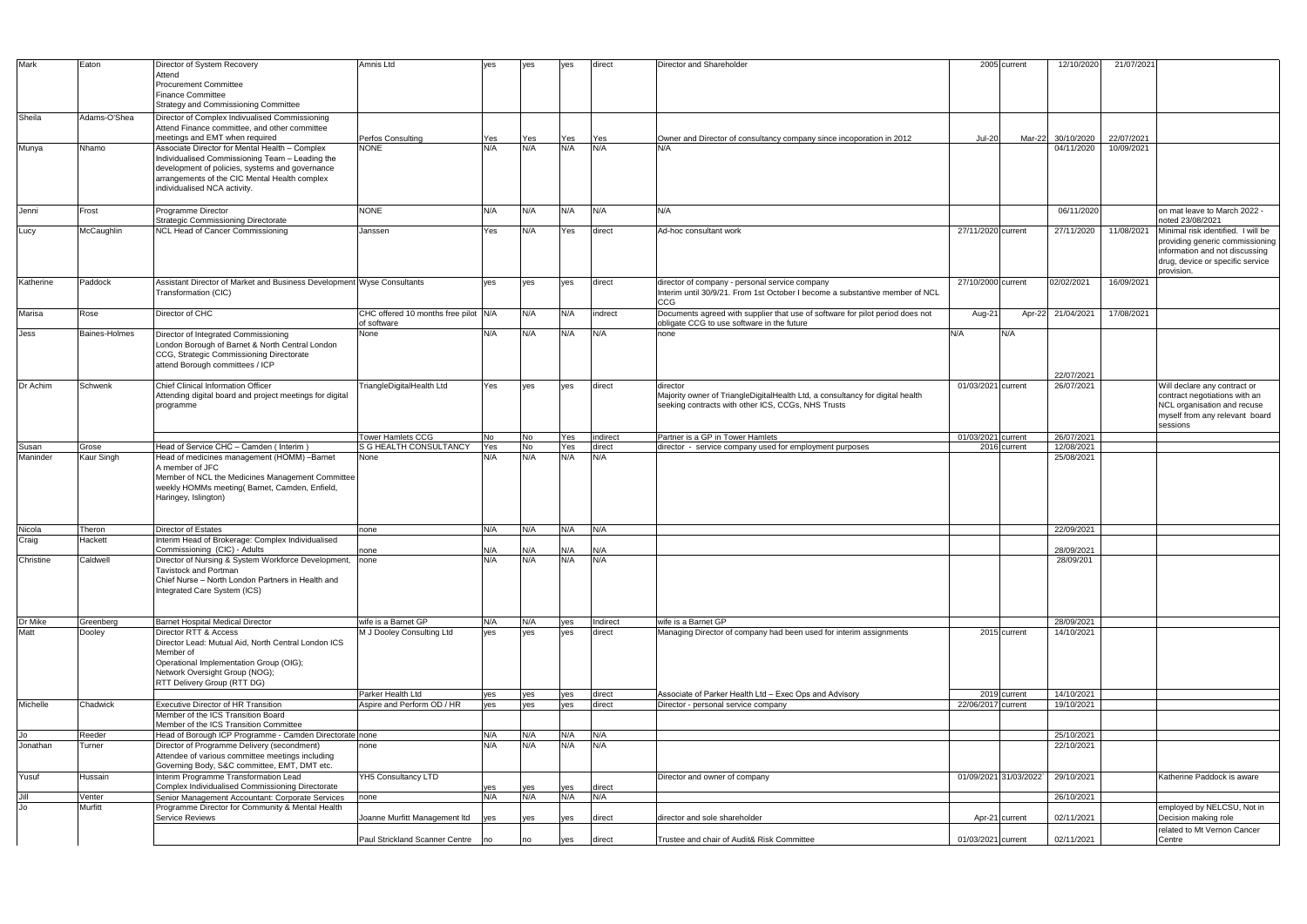| | | | | | | | | | | | | | |
|---|---|---|---|---|---|---|---|---|---|---|---|---|---|
| Mark | Eaton | Director of System Recovery<br>Attend<br>Procurement Committee<br>Finance Committee<br>Strategy and Commissioning Committee | Amnis Ltd | yes | yes | yes | direct | Director and Shareholder | 2005 | current | 12/10/2020 | 21/07/2021 | |
| Sheila | Adams-O'Shea | Director of Complex Indivualised Commissioning<br>Attend Finance committee, and other committee meetings and EMT when required | Perfos Consulting | Yes | Yes | Yes | Yes | Owner and Director of consultancy company since incoporation in 2012 | Jul-20 | Mar-22 | 30/10/2020 | 22/07/2021 | |
| Munya | Nhamo | Associate Director for Mental Health – Complex Individualised Commissioning Team – Leading the development of policies, systems and governance arrangements of the CIC Mental Health complex individualised NCA activity. | NONE | N/A | N/A | N/A | N/A | N/A | | | 04/11/2020 | 10/09/2021 | |
| Jenni | Frost | Programme Director<br>Strategic Commissioning Directorate | NONE | N/A | N/A | N/A | N/A | N/A | | | 06/11/2020 | | on mat leave to March 2022 - noted 23/08/2021 |
| Lucy | McCaughlin | NCL Head of Cancer Commissioning | Janssen | Yes | N/A | Yes | direct | Ad-hoc consultant work | 27/11/2020 | current | 27/11/2020 | 11/08/2021 | Minimal risk identified. I will be providing generic commissioning information and not discussing drug, device or specific service provision. |
| Katherine | Paddock | Assistant Director of Market and Business Development Transformation (CIC) | Wyse Consultants | yes | yes | yes | direct | director of company - personal service company<br>Interim until 30/9/21. From 1st October I become a substantive member of NCL CCG | 27/10/2000 | current | 02/02/2021 | 16/09/2021 | |
| Marisa | Rose | Director of CHC | CHC offered 10 months free pilot of software | N/A | N/A | N/A | indrect | Documents agreed with supplier that use of software for pilot period does not obligate CCG to use software in the future | Aug-21 | Apr-22 | 21/04/2021 | 17/08/2021 | |
| Jess | Baines-Holmes | Director of Integrated Commissioning<br>London Borough of Barnet & North Central London CCG, Strategic Commissioning Directorate<br>attend Borough committees / ICP | None | N/A | N/A | N/A | N/A | none | N/A | N/A | 22/07/2021 | | |
| Dr Achim | Schwenk | Chief Clinical Information Officer<br>Attending digital board and project meetings for digital programme | TriangleDigitalHealth Ltd | Yes | yes | yes | direct | director<br>Majority owner of TriangleDigitalHealth Ltd, a consultancy for digital health seeking contracts with other ICS, CCGs, NHS Trusts | 01/03/2021 | current | 26/07/2021 | | Will declare any contract or contract negotiations with an NCL organisation and recuse myself from any relevant board sessions |
| | | | Tower Hamlets CCG | No | No | Yes | indirect | Partner is a GP in Tower Hamlets | 01/03/2021 | current | 26/07/2021 | | |
| Susan | Grose | Head of Service CHC – Camden ( Interim ) | S G HEALTH CONSULTANCY | Yes | No | Yes | direct | director - service company used for employment purposes | 2016 | current | 12/08/2021 | | |
| Maninder | Kaur Singh | Head of medicines management (HOMM) –Barnet<br>A member of JFC<br>Member of NCL the Medicines Management Committee<br>weekly HOMMs meeting( Barnet, Camden, Enfield, Haringey, Islington) | None | N/A | N/A | N/A | N/A | | | | 25/08/2021 | | |
| Nicola | Theron | Director of Estates | none | N/A | N/A | N/A | N/A | | | | 22/09/2021 | | |
| Craig | Hackett | Interim Head of Brokerage: Complex Individualised Commissioning (CIC) - Adults | none | N/A | N/A | N/A | N/A | | | | 28/09/2021 | | |
| Christine | Caldwell | Director of Nursing & System Workforce Development, Tavistock and Portman<br>Chief Nurse – North London Partners in Health and Integrated Care System (ICS) | none | N/A | N/A | N/A | N/A | | | | 28/09/201 | | |
| Dr Mike | Greenberg | Barnet Hospital Medical Director | wife is a Barnet GP | N/A | N/A | yes | Indirect | wife is a Barnet GP | | | 28/09/2021 | | |
| Matt | Dooley | Director RTT & Access<br>Director Lead: Mutual Aid, North Central London ICS<br>Member of<br>Operational Implementation Group (OIG);<br>Network Oversight Group (NOG);<br>RTT Delivery Group (RTT DG) | M J Dooley Consulting Ltd | yes | yes | yes | direct | Managing Director of company had been used for interim assignments | 2015 | current | 14/10/2021 | | |
| | | | Parker Health Ltd | yes | yes | yes | direct | Associate of Parker Health Ltd – Exec Ops and Advisory | 2019 | current | 14/10/2021 | | |
| Michelle | Chadwick | Executive Director of HR Transition<br>Member of the ICS Transition Board<br>Member of the ICS Transition Committee | Aspire and Perform OD / HR | yes | yes | yes | direct | Director - personal service company | 22/06/2017 | current | 19/10/2021 | | |
| Jo | Reeder | Head of Borough ICP Programme - Camden Directorate | none | N/A | N/A | N/A | N/A | | | | 25/10/2021 | | |
| Jonathan | Turner | Director of Programme Delivery (secondment)<br>Attendee of various committee meetings including Governing Body, S&C committee, EMT, DMT etc. | none | N/A | N/A | N/A | N/A | | | | 22/10/2021 | | |
| Yusuf | Hussain | Interim Programme Transformation Lead<br>Complex Individualised Commissioning Directorate | YH5 Consultancy LTD | yes | yes | yes | direct | Director and owner of company | 01/09/2021 | 31/03/2022` | 29/10/2021 | | Katherine Paddock is aware |
| Jill | Venter | Senior Management Accountant: Corporate Services | none | N/A | N/A | N/A | N/A | | | | 26/10/2021 | | |
| Jo | Murfitt | Programme Director for Community & Mental Health Service Reviews | Joanne Murfitt Management ltd | yes | yes | yes | direct | director and sole shareholder | Apr-21 | current | 02/11/2021 | | employed by NELCSU, Not in Decision making role |
| | | | Paul Strickland Scanner Centre | no | no | yes | direct | Trustee and chair of Audit& Risk Committee | 01/03/2021 | current | 02/11/2021 | | related to Mt Vernon Cancer Centre |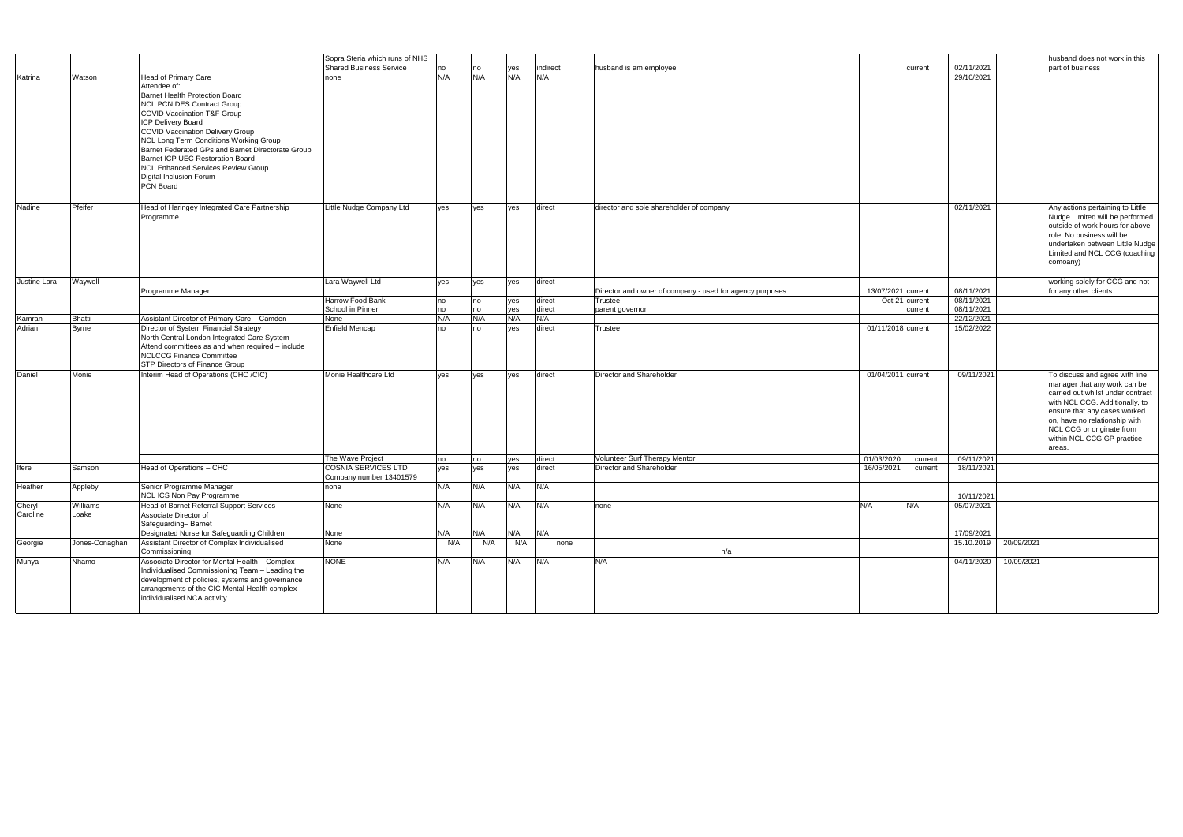| | | | | | | | | | | | | | |
|---|---|---|---|---|---|---|---|---|---|---|---|---|---|
| | | | Sopra Steria which runs of NHS Shared Business Service | no | no | yes | indirect | husband is am employee | | current | 02/11/2021 | | husband does not work in this part of business |
| Katrina | Watson | Head of Primary Care<br>Attendee of:<br>Barnet Health Protection Board<br>NCL PCN DES Contract Group<br>COVID Vaccination T&F Group<br>ICP Delivery Board<br>COVID Vaccination Delivery Group<br>NCL Long Term Conditions Working Group<br>Barnet Federated GPs and Barnet Directorate Group<br>Barnet ICP UEC Restoration Board<br>NCL Enhanced Services Review Group<br>Digital Inclusion Forum<br>PCN Board | none | N/A | N/A | N/A | N/A | | | | 29/10/2021 | | |
| Nadine | Pfeifer | Head of Haringey Integrated Care Partnership Programme | Little Nudge Company Ltd | yes | yes | yes | direct | director and sole shareholder of company | | | 02/11/2021 | | Any actions pertaining to Little Nudge Limited will be performed outside of work hours for above role. No business will be undertaken between Little Nudge Limited and NCL CCG (coaching comoany) |
| Justine Lara | Waywell | Programme Manager | Lara Waywell Ltd | yes | yes | yes | direct | Director and owner of company - used for agency purposes | 13/07/2021 | current | 08/11/2021 | | working solely for CCG and not for any other clients |
| | | | Harrow Food Bank | no | no | yes | direct | Trustee | Oct-21 | current | 08/11/2021 | | |
| | | | School in Pinner | no | no | yes | direct | parent governor | | current | 08/11/2021 | | |
| Kamran | Bhatti | Assistant Director of Primary Care – Camden | None | N/A | N/A | N/A | N/A | | | | 22/12/2021 | | |
| Adrian | Byrne | Director of System Financial Strategy<br>North Central London Integrated Care System<br>Attend committees as and when required – include NCLCCG Finance Committee<br>STP Directors of Finance Group | Enfield Mencap | no | no | yes | direct | Trustee | 01/11/2018 | current | 15/02/2022 | | |
| Daniel | Monie | Interim Head of Operations (CHC /CIC) | Monie Healthcare Ltd | yes | yes | yes | direct | Director and Shareholder | 01/04/2011 | current | 09/11/2021 | | To discuss and agree with line manager that any work can be carried out whilst under contract with NCL CCG. Additionally, to ensure that any cases worked on, have no relationship with NCL CCG or originate from within NCL CCG GP practice areas. |
| | | | The Wave Project | no | no | yes | direct | Volunteer Surf Therapy Mentor | 01/03/2020 | current | 09/11/2021 | | |
| Ifere | Samson | Head of Operations – CHC | COSNIA SERVICES LTD<br>Company number 13401579 | yes | yes | yes | direct | Director and Shareholder | 16/05/2021 | current | 18/11/2021 | | |
| Heather | Appleby | Senior Programme Manager<br>NCL ICS Non Pay Programme | none | N/A | N/A | N/A | N/A | | | | 10/11/2021 | | |
| Cheryl | Williams | Head of Barnet Referral Support Services | None | N/A | N/A | N/A | N/A | none | N/A | N/A | 05/07/2021 | | |
| Caroline | Loake | Associate Director of Safeguarding– Barnet<br>Designated Nurse for Safeguarding Children | None | N/A | N/A | N/A | N/A | | | | 17/09/2021 | | |
| Georgie | Jones-Conaghan | Assistant Director of Complex Individualised Commissioning | None | N/A | N/A | N/A | none | n/a | | | 15.10.2019 | 20/09/2021 | |
| Munya | Nhamo | Associate Director for Mental Health – Complex Individualised Commissioning Team – Leading the development of policies, systems and governance arrangements of the CIC Mental Health complex individualised NCA activity. | NONE | N/A | N/A | N/A | N/A | N/A | | | 04/11/2020 | 10/09/2021 | |